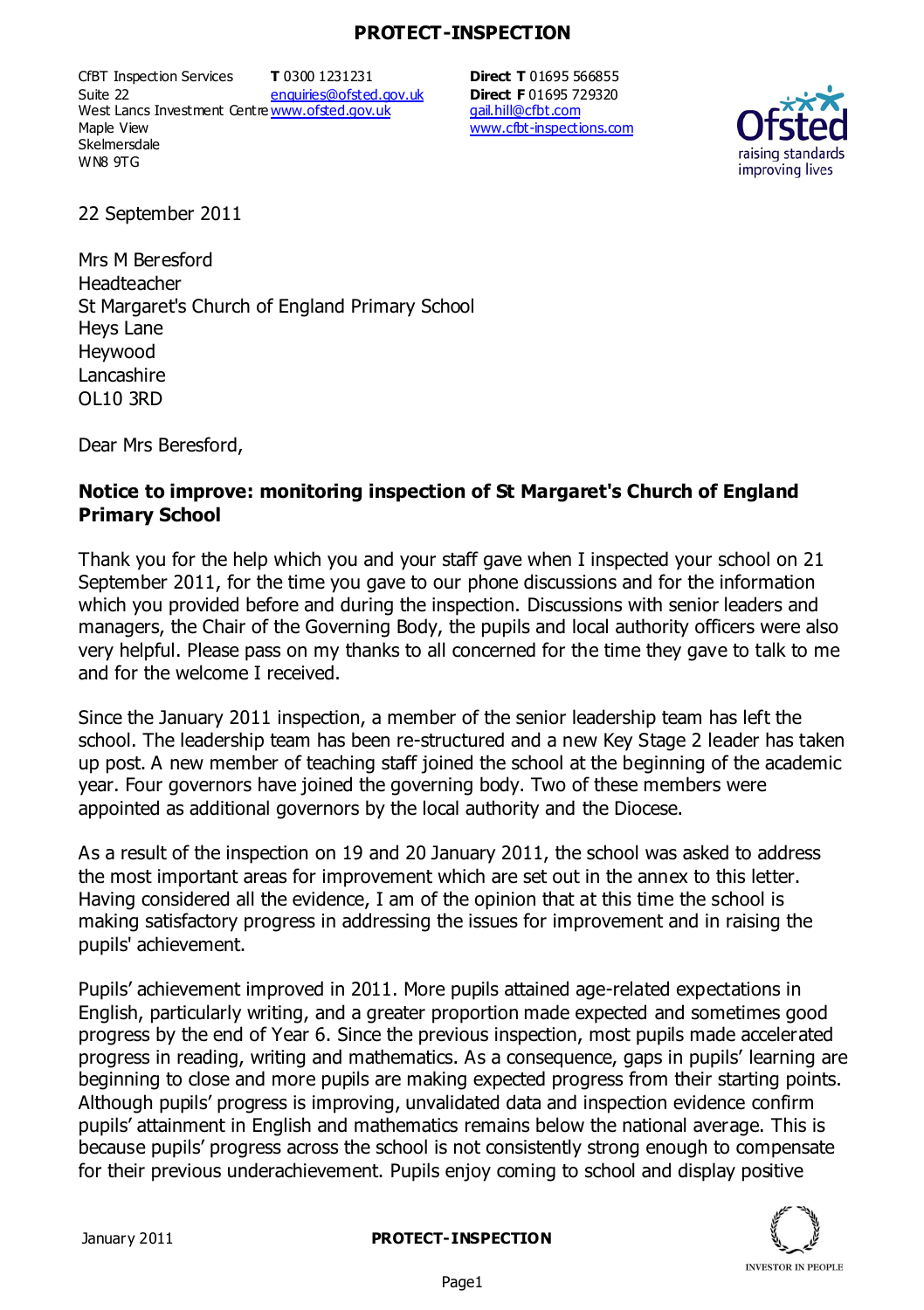CfBT Inspection Services
Suite 22
West Lancs Investment Centre
Maple View
Skelmersdale
WN8 9TG

**T** 0300 1231231
enquiries@ofsted.gov.uk
www.ofsted.gov.uk

**Direct T** 01695 566855
**Direct F** 01695 729320
gail.hill@cfbt.com
www.cfbt-inspections.com

22 September 2011

Mrs M Beresford
Headteacher
St Margaret's Church of England Primary School
Heys Lane
Heywood
Lancashire
OL10 3RD

Dear Mrs Beresford,

**Notice to improve: monitoring inspection of St Margaret's Church of England Primary School**

Thank you for the help which you and your staff gave when I inspected your school on 21 September 2011, for the time you gave to our phone discussions and for the information which you provided before and during the inspection. Discussions with senior leaders and managers, the Chair of the Governing Body, the pupils and local authority officers were also very helpful. Please pass on my thanks to all concerned for the time they gave to talk to me and for the welcome I received.

Since the January 2011 inspection, a member of the senior leadership team has left the school. The leadership team has been re-structured and a new Key Stage 2 leader has taken up post. A new member of teaching staff joined the school at the beginning of the academic year. Four governors have joined the governing body. Two of these members were appointed as additional governors by the local authority and the Diocese.

As a result of the inspection on 19 and 20 January 2011, the school was asked to address the most important areas for improvement which are set out in the annex to this letter. Having considered all the evidence, I am of the opinion that at this time the school is making satisfactory progress in addressing the issues for improvement and in raising the pupils' achievement.

Pupils' achievement improved in 2011. More pupils attained age-related expectations in English, particularly writing, and a greater proportion made expected and sometimes good progress by the end of Year 6. Since the previous inspection, most pupils made accelerated progress in reading, writing and mathematics. As a consequence, gaps in pupils' learning are beginning to close and more pupils are making expected progress from their starting points. Although pupils' progress is improving, unvalidated data and inspection evidence confirm pupils' attainment in English and mathematics remains below the national average. This is because pupils' progress across the school is not consistently strong enough to compensate for their previous underachievement. Pupils enjoy coming to school and display positive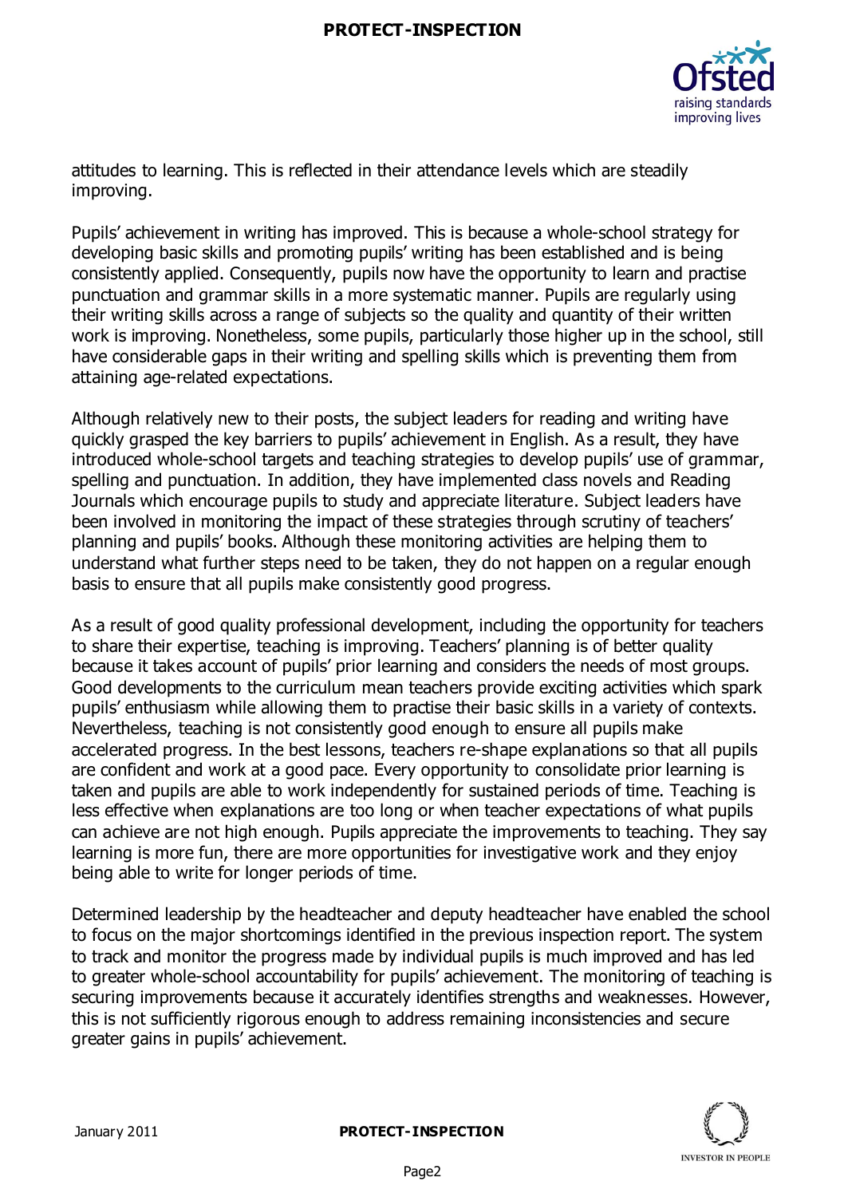attitudes to learning. This is reflected in their attendance levels which are steadily improving.

Pupils' achievement in writing has improved. This is because a whole-school strategy for developing basic skills and promoting pupils' writing has been established and is being consistently applied. Consequently, pupils now have the opportunity to learn and practise punctuation and grammar skills in a more systematic manner. Pupils are regularly using their writing skills across a range of subjects so the quality and quantity of their written work is improving. Nonetheless, some pupils, particularly those higher up in the school, still have considerable gaps in their writing and spelling skills which is preventing them from attaining age-related expectations.

Although relatively new to their posts, the subject leaders for reading and writing have quickly grasped the key barriers to pupils' achievement in English. As a result, they have introduced whole-school targets and teaching strategies to develop pupils' use of grammar, spelling and punctuation. In addition, they have implemented class novels and Reading Journals which encourage pupils to study and appreciate literature. Subject leaders have been involved in monitoring the impact of these strategies through scrutiny of teachers' planning and pupils' books. Although these monitoring activities are helping them to understand what further steps need to be taken, they do not happen on a regular enough basis to ensure that all pupils make consistently good progress.

As a result of good quality professional development, including the opportunity for teachers to share their expertise, teaching is improving. Teachers' planning is of better quality because it takes account of pupils' prior learning and considers the needs of most groups. Good developments to the curriculum mean teachers provide exciting activities which spark pupils' enthusiasm while allowing them to practise their basic skills in a variety of contexts. Nevertheless, teaching is not consistently good enough to ensure all pupils make accelerated progress. In the best lessons, teachers re-shape explanations so that all pupils are confident and work at a good pace. Every opportunity to consolidate prior learning is taken and pupils are able to work independently for sustained periods of time. Teaching is less effective when explanations are too long or when teacher expectations of what pupils can achieve are not high enough. Pupils appreciate the improvements to teaching. They say learning is more fun, there are more opportunities for investigative work and they enjoy being able to write for longer periods of time.

Determined leadership by the headteacher and deputy headteacher have enabled the school to focus on the major shortcomings identified in the previous inspection report. The system to track and monitor the progress made by individual pupils is much improved and has led to greater whole-school accountability for pupils' achievement. The monitoring of teaching is securing improvements because it accurately identifies strengths and weaknesses. However, this is not sufficiently rigorous enough to address remaining inconsistencies and secure greater gains in pupils' achievement.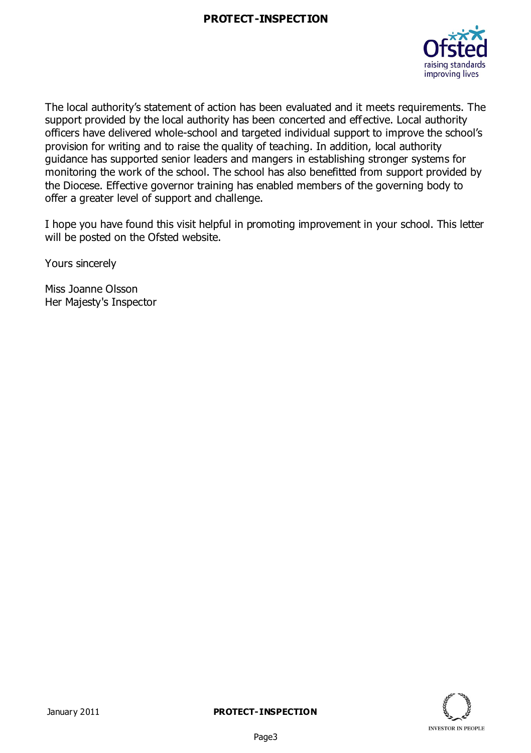The local authority's statement of action has been evaluated and it meets requirements. The support provided by the local authority has been concerted and effective. Local authority officers have delivered whole-school and targeted individual support to improve the school's provision for writing and to raise the quality of teaching. In addition, local authority guidance has supported senior leaders and mangers in establishing stronger systems for monitoring the work of the school. The school has also benefitted from support provided by the Diocese. Effective governor training has enabled members of the governing body to offer a greater level of support and challenge.

I hope you have found this visit helpful in promoting improvement in your school. This letter will be posted on the Ofsted website.

Yours sincerely

Miss Joanne Olsson
Her Majesty's Inspector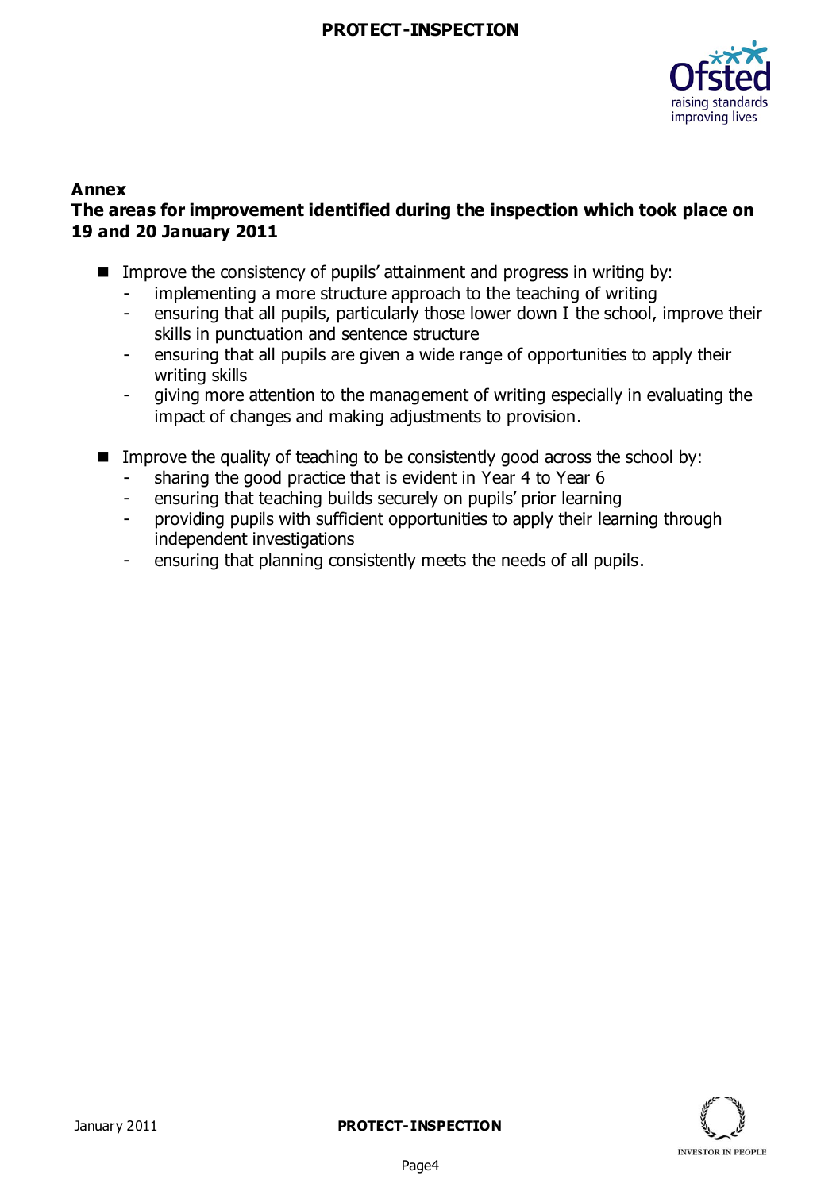## Annex

### The areas for improvement identified during the inspection which took place on 19 and 20 January 2011

- Improve the consistency of pupils' attainment and progress in writing by:
  - implementing a more structure approach to the teaching of writing
  - ensuring that all pupils, particularly those lower down I the school, improve their skills in punctuation and sentence structure
  - ensuring that all pupils are given a wide range of opportunities to apply their writing skills
  - giving more attention to the management of writing especially in evaluating the impact of changes and making adjustments to provision.

- Improve the quality of teaching to be consistently good across the school by:
  - sharing the good practice that is evident in Year 4 to Year 6
  - ensuring that teaching builds securely on pupils' prior learning
  - providing pupils with sufficient opportunities to apply their learning through independent investigations
  - ensuring that planning consistently meets the needs of all pupils.